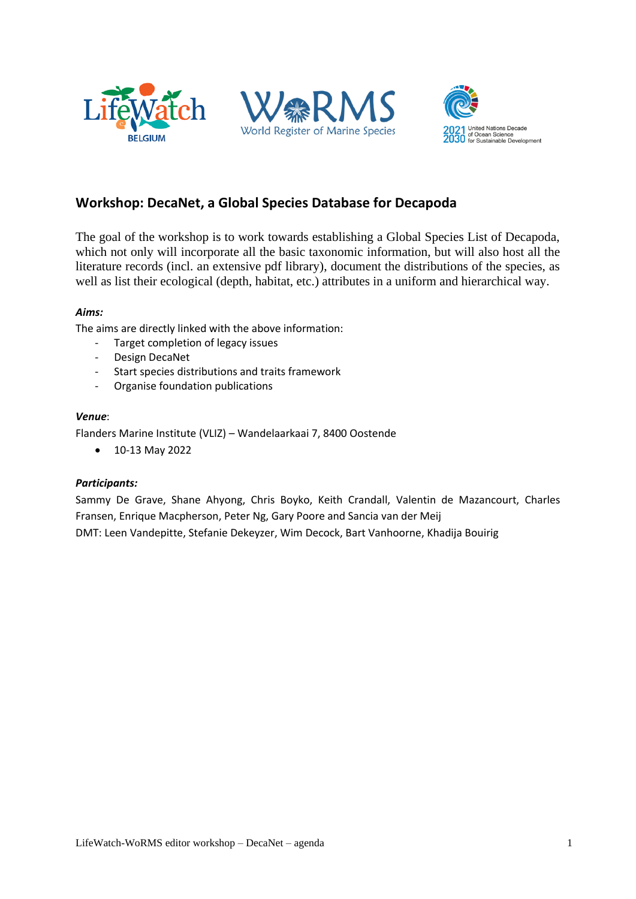## Workshop: DecaNet, a Global Species Database for Decapoda

The goal of the workshop is to work towards establishing a Global Species List of Decapoda, which not only will incorporate all the basic taxonomic information, but will also host all the literature records (incl. an extensive pdf library), document the distributions of the species, as well as list their ecological (depth, habitat, etc.) attributes in a uniform and hierarchical way.

***Aims:***

The aims are directly linked with the above information:

- Target completion of legacy issues
- Design DecaNet
- Start species distributions and traits framework
- Organise foundation publications

***Venue***:

Flanders Marine Institute (VLIZ) – Wandelaarkaai 7, 8400 Oostende

- 10-13 May 2022

***Participants:***

Sammy De Grave, Shane Ahyong, Chris Boyko, Keith Crandall, Valentin de Mazancourt, Charles Fransen, Enrique Macpherson, Peter Ng, Gary Poore and Sancia van der Meij

DMT: Leen Vandepitte, Stefanie Dekeyzer, Wim Decock, Bart Vanhoorne, Khadija Bouirig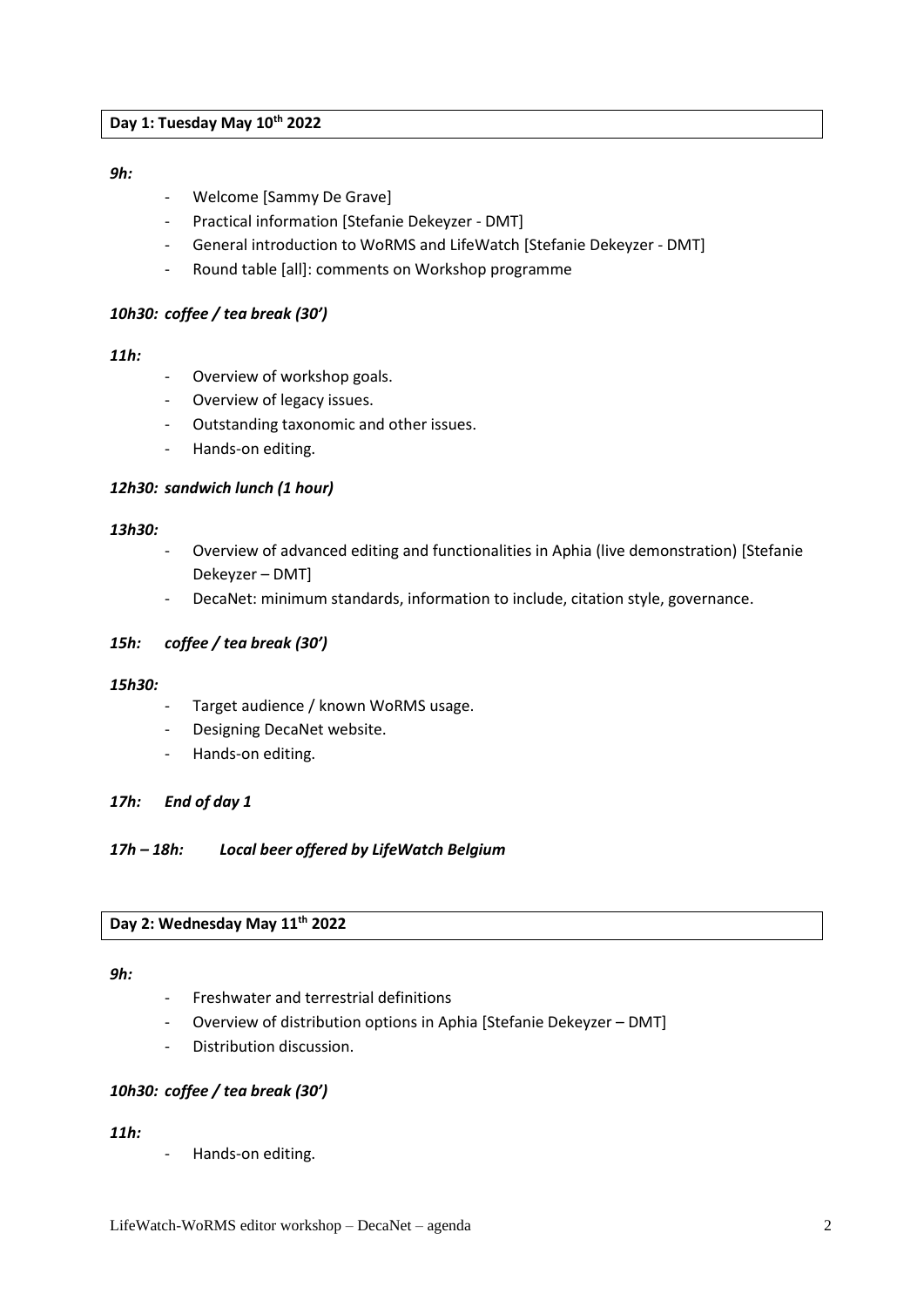**Day 1: Tuesday May 10th 2022**

***9h:***

- Welcome [Sammy De Grave]
- Practical information [Stefanie Dekeyzer - DMT]
- General introduction to WoRMS and LifeWatch [Stefanie Dekeyzer - DMT]
- Round table [all]: comments on Workshop programme

***10h30: coffee / tea break (30')***

***11h:***

- Overview of workshop goals.
- Overview of legacy issues.
- Outstanding taxonomic and other issues.
- Hands-on editing.

***12h30: sandwich lunch (1 hour)***

***13h30:***

- Overview of advanced editing and functionalities in Aphia (live demonstration) [Stefanie Dekeyzer – DMT]
- DecaNet: minimum standards, information to include, citation style, governance.

***15h: coffee / tea break (30')***

***15h30:***

- Target audience / known WoRMS usage.
- Designing DecaNet website.
- Hands-on editing.

***17h: End of day 1***

***17h – 18h: Local beer offered by LifeWatch Belgium***

**Day 2: Wednesday May 11th 2022**

***9h:***

- Freshwater and terrestrial definitions
- Overview of distribution options in Aphia [Stefanie Dekeyzer – DMT]
- Distribution discussion.

***10h30: coffee / tea break (30')***

***11h:***

- Hands-on editing.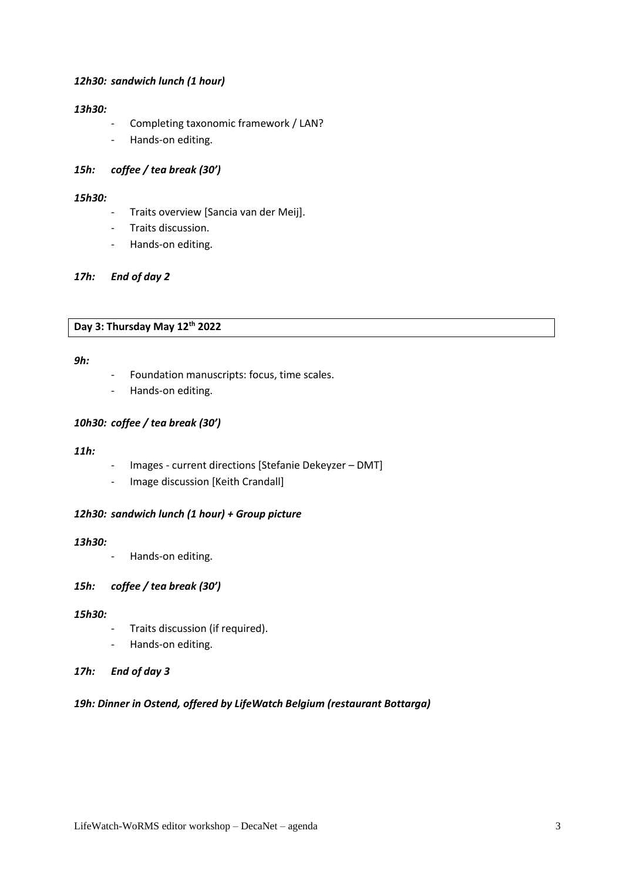***12h30: sandwich lunch (1 hour)***

***13h30:***

- Completing taxonomic framework / LAN?
- Hands-on editing.

***15h: coffee / tea break (30')***

***15h30:***

- Traits overview [Sancia van der Meij].
- Traits discussion.
- Hands-on editing.

***17h: End of day 2***

**Day 3: Thursday May 12th 2022**

***9h:***

- Foundation manuscripts: focus, time scales.
- Hands-on editing.

***10h30: coffee / tea break (30')***

***11h:***

- Images - current directions [Stefanie Dekeyzer – DMT]
- Image discussion [Keith Crandall]

***12h30: sandwich lunch (1 hour) + Group picture***

***13h30:***

- Hands-on editing.

***15h: coffee / tea break (30')***

***15h30:***

- Traits discussion (if required).
- Hands-on editing.

***17h: End of day 3***

***19h: Dinner in Ostend, offered by LifeWatch Belgium (restaurant Bottarga)***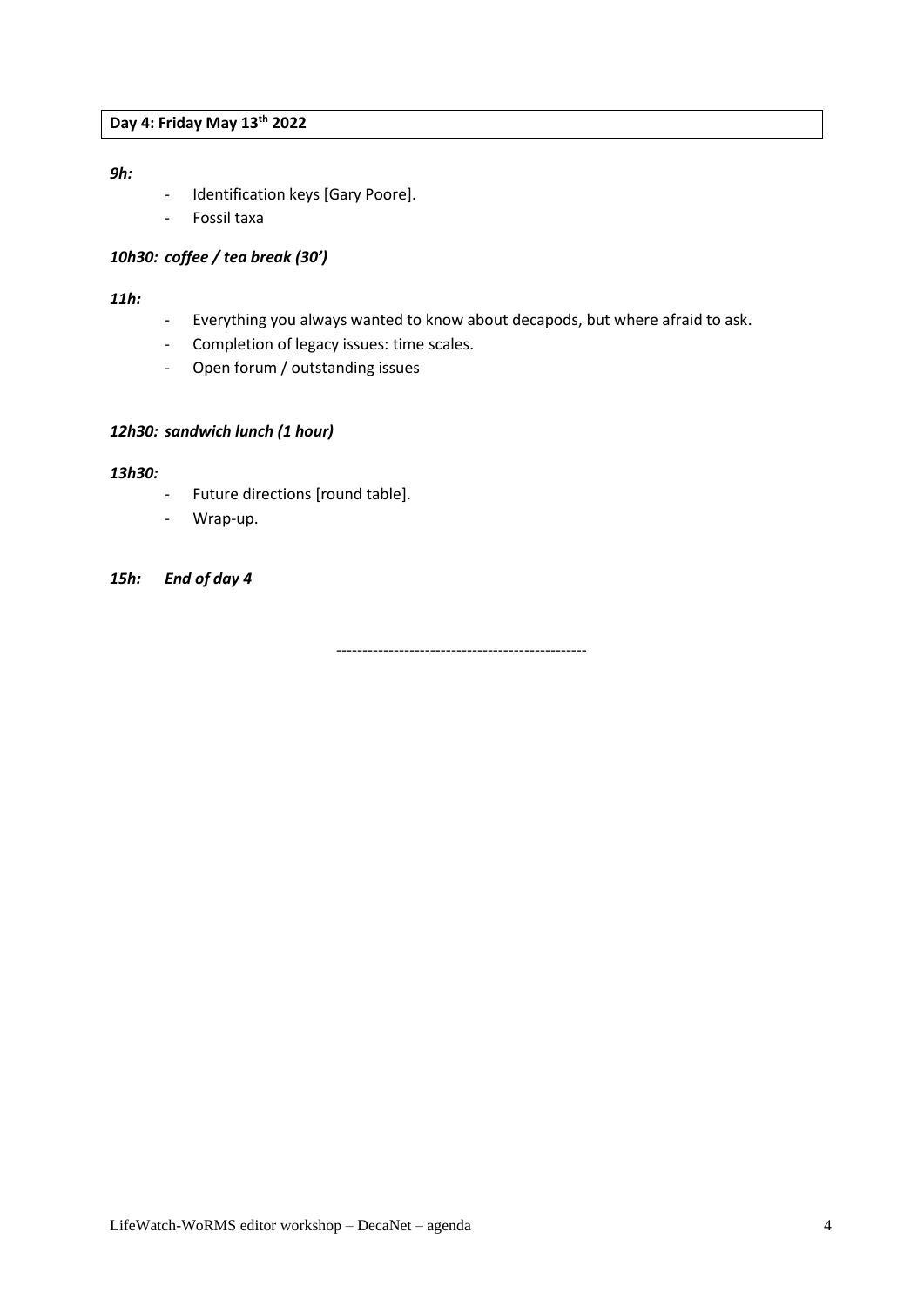**Day 4: Friday May 13th 2022**

***9h:***

- Identification keys [Gary Poore].
- Fossil taxa

***10h30: coffee / tea break (30')***

***11h:***

- Everything you always wanted to know about decapods, but where afraid to ask.
- Completion of legacy issues: time scales.
- Open forum / outstanding issues

***12h30: sandwich lunch (1 hour)***

***13h30:***

- Future directions [round table].
- Wrap-up.

***15h: End of day 4***

------------------------------------------------